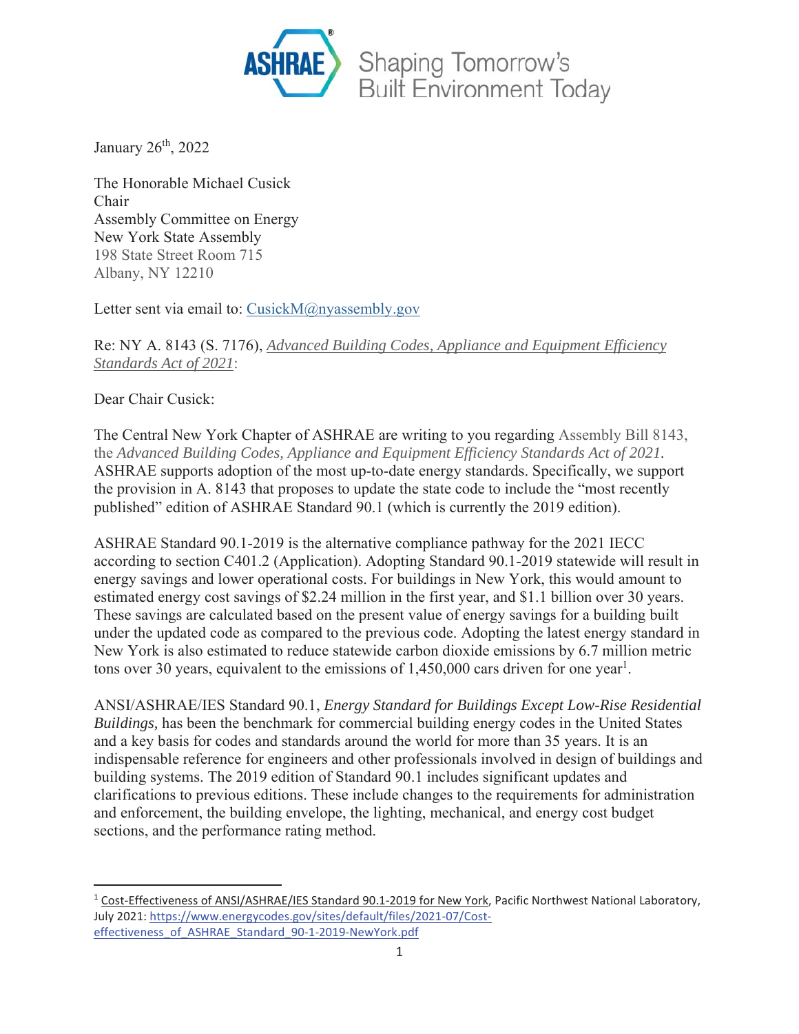ASHRAE Shaping Tomorrow's Built Environment Today

January 26th, 2022

The Honorable Michael Cusick
Chair
Assembly Committee on Energy
New York State Assembly
198 State Street Room 715
Albany, NY 12210

Letter sent via email to: [CusickM@nyassembly.gov](mailto:CusickM@nyassembly.gov)

Re: NY A. 8143 (S. 7176), *Advanced Building Codes, Appliance and Equipment Efficiency Standards Act of 2021*:

Dear Chair Cusick:

The Central New York Chapter of ASHRAE are writing to you regarding Assembly Bill 8143, the *Advanced Building Codes, Appliance and Equipment Efficiency Standards Act of 2021.* ASHRAE supports adoption of the most up-to-date energy standards. Specifically, we support the provision in A. 8143 that proposes to update the state code to include the "most recently published" edition of ASHRAE Standard 90.1 (which is currently the 2019 edition).

ASHRAE Standard 90.1-2019 is the alternative compliance pathway for the 2021 IECC according to section C401.2 (Application). Adopting Standard 90.1-2019 statewide will result in energy savings and lower operational costs. For buildings in New York, this would amount to estimated energy cost savings of $2.24 million in the first year, and $1.1 billion over 30 years. These savings are calculated based on the present value of energy savings for a building built under the updated code as compared to the previous code. Adopting the latest energy standard in New York is also estimated to reduce statewide carbon dioxide emissions by 6.7 million metric tons over 30 years, equivalent to the emissions of 1,450,000 cars driven for one year[1].

ANSI/ASHRAE/IES Standard 90.1, *Energy Standard for Buildings Except Low-Rise Residential Buildings,* has been the benchmark for commercial building energy codes in the United States and a key basis for codes and standards around the world for more than 35 years. It is an indispensable reference for engineers and other professionals involved in design of buildings and building systems. The 2019 edition of Standard 90.1 includes significant updates and clarifications to previous editions. These include changes to the requirements for administration and enforcement, the building envelope, the lighting, mechanical, and energy cost budget sections, and the performance rating method.

---

[1] Cost-Effectiveness of ANSI/ASHRAE/IES Standard 90.1-2019 for New York, Pacific Northwest National Laboratory, July 2021: https://www.energycodes.gov/sites/default/files/2021-07/Cost-effectiveness_of_ASHRAE_Standard_90-1-2019-NewYork.pdf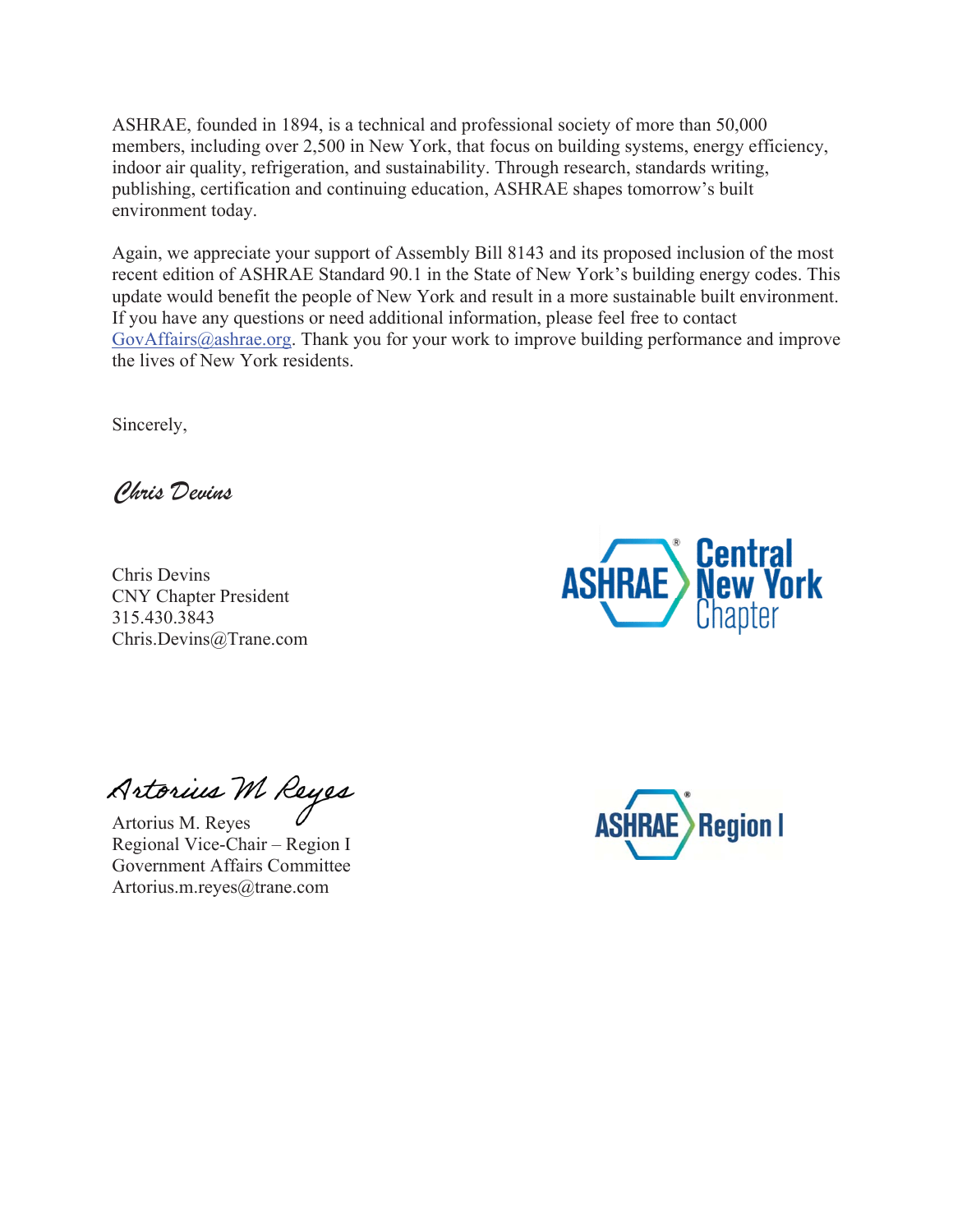ASHRAE, founded in 1894, is a technical and professional society of more than 50,000 members, including over 2,500 in New York, that focus on building systems, energy efficiency, indoor air quality, refrigeration, and sustainability. Through research, standards writing, publishing, certification and continuing education, ASHRAE shapes tomorrow's built environment today.

Again, we appreciate your support of Assembly Bill 8143 and its proposed inclusion of the most recent edition of ASHRAE Standard 90.1 in the State of New York's building energy codes. This update would benefit the people of New York and result in a more sustainable built environment. If you have any questions or need additional information, please feel free to contact GovAffairs@ashrae.org. Thank you for your work to improve building performance and improve the lives of New York residents.

Sincerely,

*Chris Devins*

Chris Devins
CNY Chapter President
315.430.3843
Chris.Devins@Trane.com

ASHRAE Central New York Chapter

*Artorius M Reyes*

Artorius M. Reyes
Regional Vice-Chair – Region I
Government Affairs Committee
Artorius.m.reyes@trane.com

ASHRAE Region I